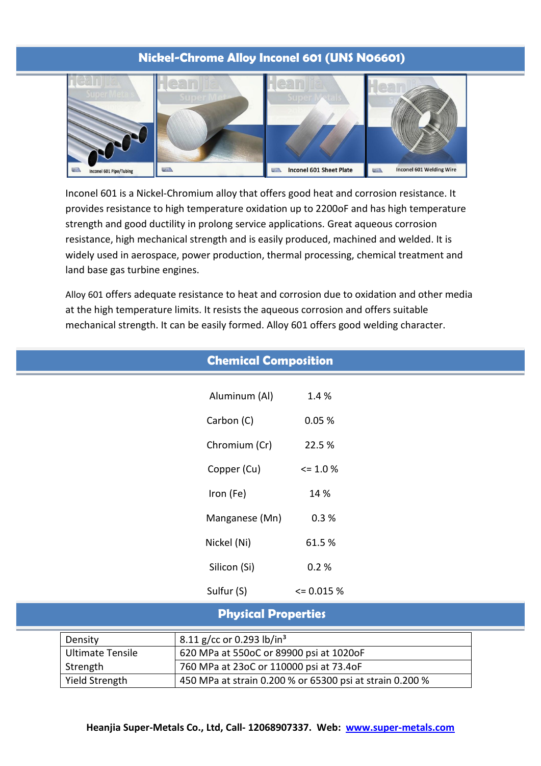# Nickel-Chrome Alloy Inconel 601 (UNS N06601)

Inconel 601 Pipe/Tubing

Inconel 601 Sheet Plate

Inconel 601 Welding Wire

Inconel 601 is a Nickel-Chromium alloy that offers good heat and corrosion resistance. It provides resistance to high temperature oxidation up to 2200oF and has high temperature strength and good ductility in prolong service applications. Great aqueous corrosion resistance, high mechanical strength and is easily produced, machined and welded. It is widely used in aerospace, power production, thermal processing, chemical treatment and land base gas turbine engines.

Alloy 601 offers adequate resistance to heat and corrosion due to oxidation and other media at the high temperature limits. It resists the aqueous corrosion and offers suitable mechanical strength. It can be easily formed. Alloy 601 offers good welding character.

## Chemical Composition

| | |
|---|---|
| Aluminum (Al) | 1.4 % |
| Carbon (C) | 0.05 % |
| Chromium (Cr) | 22.5 % |
| Copper (Cu) | <= 1.0 % |
| Iron (Fe) | 14 % |
| Manganese (Mn) | 0.3 % |
| Nickel (Ni) | 61.5 % |
| Silicon (Si) | 0.2 % |
| Sulfur (S) | <= 0.015 % |

## Physical Properties

| | |
|---|---|
| Density | 8.11 g/cc or 0.293 lb/in³ |
| Ultimate Tensile Strength | 620 MPa at 550oC or 89900 psi at 1020oF |
| | 760 MPa at 23oC or 110000 psi at 73.4oF |
| Yield Strength | 450 MPa at strain 0.200 % or 65300 psi at strain 0.200 % |

**Heanjia Super-Metals Co., Ltd, Call- 12068907337. Web: www.super-metals.com**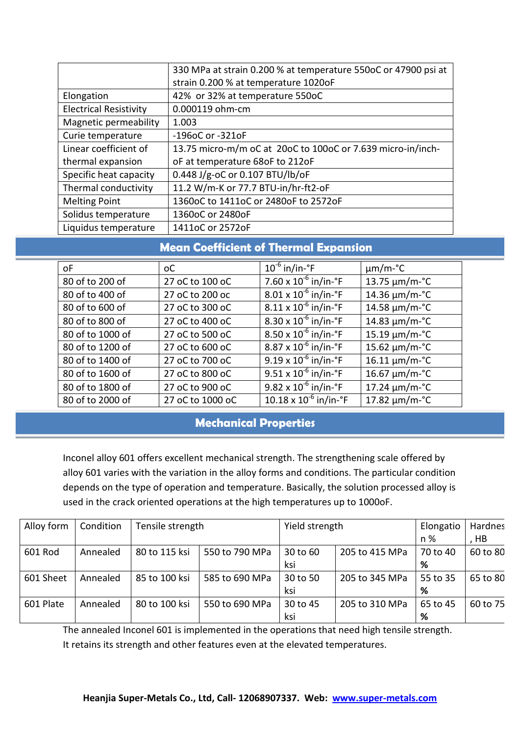|  |  |
|---|---|
|  | 330 MPa at strain 0.200 % at temperature 550oC or 47900 psi at strain 0.200 % at temperature 1020oF |
| Elongation | 42% or 32% at temperature 550oC |
| Electrical Resistivity | 0.000119 ohm-cm |
| Magnetic permeability | 1.003 |
| Curie temperature | -196oC or -321oF |
| Linear coefficient of thermal expansion | 13.75 micro-m/m oC at 20oC to 100oC or 7.639 micro-in/inch-oF at temperature 68oF to 212oF |
| Specific heat capacity | 0.448 J/g-oC or 0.107 BTU/lb/oF |
| Thermal conductivity | 11.2 W/m-K or 77.7 BTU-in/hr-ft2-oF |
| Melting Point | 1360oC to 1411oC or 2480oF to 2572oF |
| Solidus temperature | 1360oC or 2480oF |
| Liquidus temperature | 1411oC or 2572oF |

## Mean Coefficient of Thermal Expansion

| oF | oC | $10^{-6}$ in/in-°F | µm/m-°C |
|---|---|---|---|
| 80 of to 200 of | 27 oC to 100 oC | 7.60 x $10^{-6}$ in/in-°F | 13.75 µm/m-°C |
| 80 of to 400 of | 27 oC to 200 oc | 8.01 x $10^{-6}$ in/in-°F | 14.36 µm/m-°C |
| 80 of to 600 of | 27 oC to 300 oC | 8.11 x $10^{-6}$ in/in-°F | 14.58 µm/m-°C |
| 80 of to 800 of | 27 oC to 400 oC | 8.30 x $10^{-6}$ in/in-°F | 14.83 µm/m-°C |
| 80 of to 1000 of | 27 oC to 500 oC | 8.50 x $10^{-6}$ in/in-°F | 15.19 µm/m-°C |
| 80 of to 1200 of | 27 oC to 600 oC | 8.87 x $10^{-6}$ in/in-°F | 15.62 µm/m-°C |
| 80 of to 1400 of | 27 oC to 700 oC | 9.19 x $10^{-6}$ in/in-°F | 16.11 µm/m-°C |
| 80 of to 1600 of | 27 oC to 800 oC | 9.51 x $10^{-6}$ in/in-°F | 16.67 µm/m-°C |
| 80 of to 1800 of | 27 oC to 900 oC | 9.82 x $10^{-6}$ in/in-°F | 17.24 µm/m-°C |
| 80 of to 2000 of | 27 oC to 1000 oC | 10.18 x $10^{-6}$ in/in-°F | 17.82 µm/m-°C |

## Mechanical Properties

Inconel alloy 601 offers excellent mechanical strength. The strengthening scale offered by alloy 601 varies with the variation in the alloy forms and conditions. The particular condition depends on the type of operation and temperature. Basically, the solution processed alloy is used in the crack oriented operations at the high temperatures up to 1000oF.

| Alloy form | Condition | Tensile strength | | Yield strength | | Elongation % | Hardness, HB |
|---|---|---|---|---|---|---|---|
| 601 Rod | Annealed | 80 to 115 ksi | 550 to 790 MPa | 30 to 60 ksi | 205 to 415 MPa | 70 to 40 % | 60 to 80 |
| 601 Sheet | Annealed | 85 to 100 ksi | 585 to 690 MPa | 30 to 50 ksi | 205 to 345 MPa | 55 to 35 % | 65 to 80 |
| 601 Plate | Annealed | 80 to 100 ksi | 550 to 690 MPa | 30 to 45 ksi | 205 to 310 MPa | 65 to 45 % | 60 to 75 |

The annealed Inconel 601 is implemented in the operations that need high tensile strength. It retains its strength and other features even at the elevated temperatures.

**Heanjia Super-Metals Co., Ltd, Call- 12068907337. Web: [www.super-metals.com](www.super-metals.com)**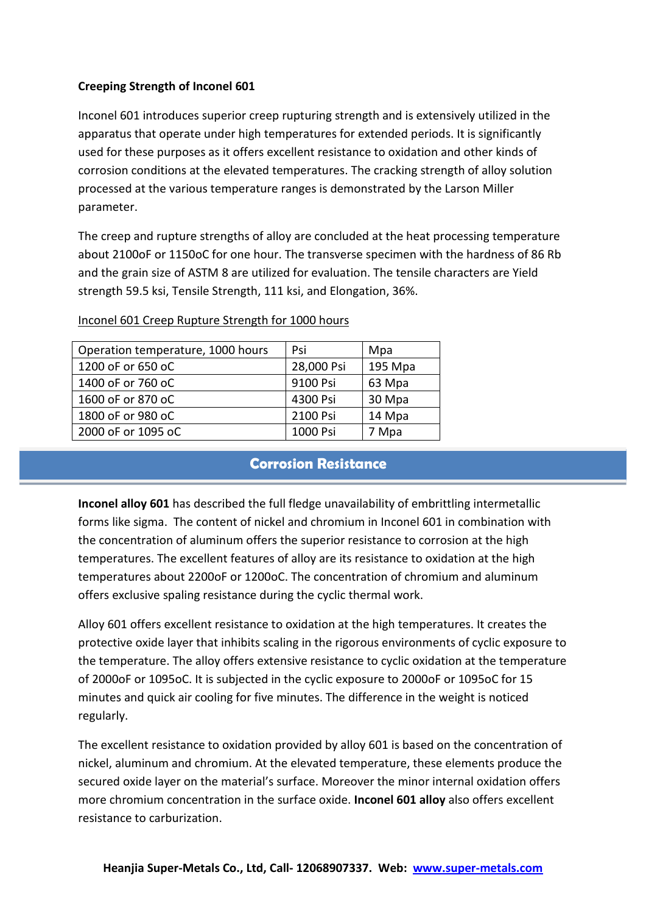**Creeping Strength of Inconel 601**

Inconel 601 introduces superior creep rupturing strength and is extensively utilized in the apparatus that operate under high temperatures for extended periods. It is significantly used for these purposes as it offers excellent resistance to oxidation and other kinds of corrosion conditions at the elevated temperatures. The cracking strength of alloy solution processed at the various temperature ranges is demonstrated by the Larson Miller parameter.

The creep and rupture strengths of alloy are concluded at the heat processing temperature about 2100oF or 1150oC for one hour. The transverse specimen with the hardness of 86 Rb and the grain size of ASTM 8 are utilized for evaluation. The tensile characters are Yield strength 59.5 ksi, Tensile Strength, 111 ksi, and Elongation, 36%.

Inconel 601 Creep Rupture Strength for 1000 hours

| Operation temperature, 1000 hours | Psi | Mpa |
|---|---|---|
| 1200 oF or 650 oC | 28,000 Psi | 195 Mpa |
| 1400 oF or 760 oC | 9100 Psi | 63 Mpa |
| 1600 oF or 870 oC | 4300 Psi | 30 Mpa |
| 1800 oF or 980 oC | 2100 Psi | 14 Mpa |
| 2000 oF or 1095 oC | 1000 Psi | 7 Mpa |

## Corrosion Resistance

**Inconel alloy 601** has described the full fledge unavailability of embrittling intermetallic forms like sigma. The content of nickel and chromium in Inconel 601 in combination with the concentration of aluminum offers the superior resistance to corrosion at the high temperatures. The excellent features of alloy are its resistance to oxidation at the high temperatures about 2200oF or 1200oC. The concentration of chromium and aluminum offers exclusive spaling resistance during the cyclic thermal work.

Alloy 601 offers excellent resistance to oxidation at the high temperatures. It creates the protective oxide layer that inhibits scaling in the rigorous environments of cyclic exposure to the temperature. The alloy offers extensive resistance to cyclic oxidation at the temperature of 2000oF or 1095oC. It is subjected in the cyclic exposure to 2000oF or 1095oC for 15 minutes and quick air cooling for five minutes. The difference in the weight is noticed regularly.

The excellent resistance to oxidation provided by alloy 601 is based on the concentration of nickel, aluminum and chromium. At the elevated temperature, these elements produce the secured oxide layer on the material's surface. Moreover the minor internal oxidation offers more chromium concentration in the surface oxide. **Inconel 601 alloy** also offers excellent resistance to carburization.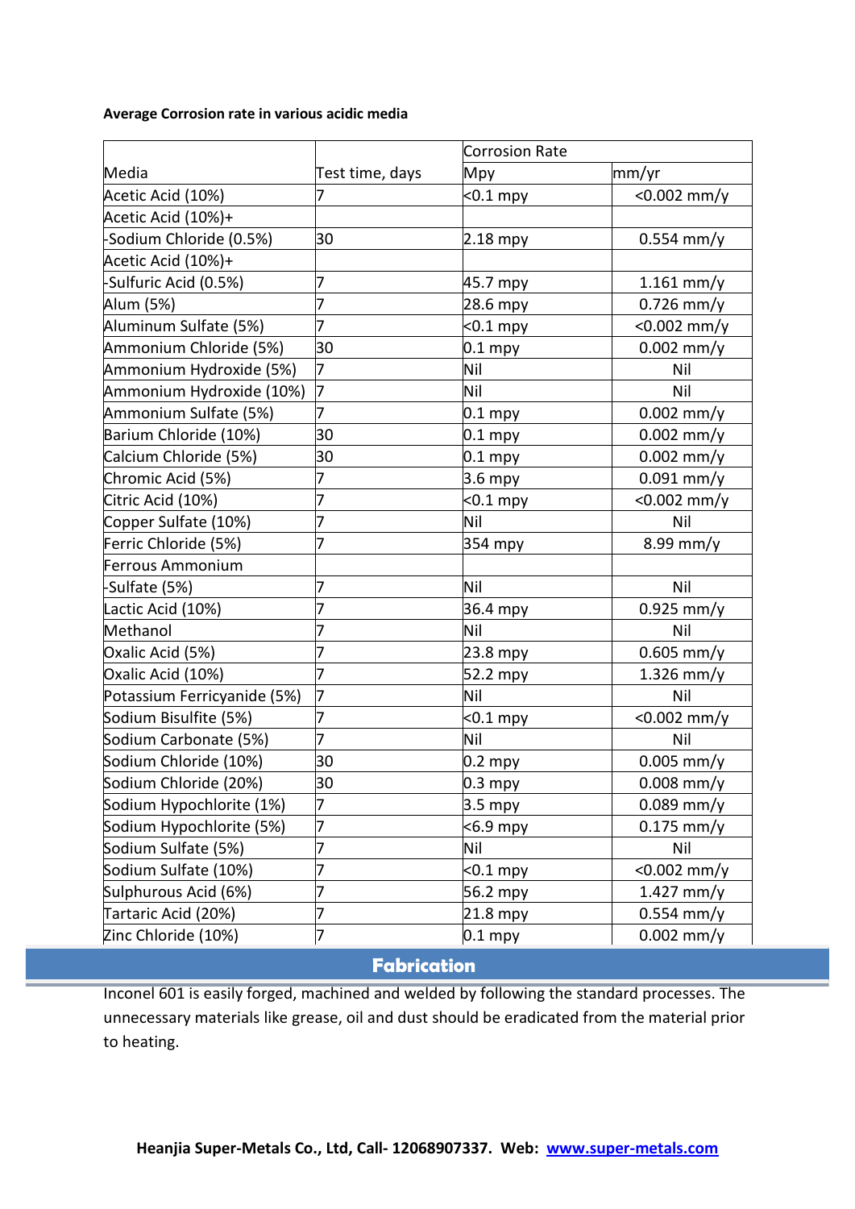**Average Corrosion rate in various acidic media**

| Media | Test time, days | Corrosion Rate | |
|---|---|---|---|
| | | Mpy | mm/yr |
| Acetic Acid (10%) | 7 | <0.1 mpy | <0.002 mm/y |
| Acetic Acid (10%)+ -Sodium Chloride (0.5%) | 30 | 2.18 mpy | 0.554 mm/y |
| Acetic Acid (10%)+ -Sulfuric Acid (0.5%) | 7 | 45.7 mpy | 1.161 mm/y |
| Alum (5%) | 7 | 28.6 mpy | 0.726 mm/y |
| Aluminum Sulfate (5%) | 7 | <0.1 mpy | <0.002 mm/y |
| Ammonium Chloride (5%) | 30 | 0.1 mpy | 0.002 mm/y |
| Ammonium Hydroxide (5%) | 7 | Nil | Nil |
| Ammonium Hydroxide (10%) | 7 | Nil | Nil |
| Ammonium Sulfate (5%) | 7 | 0.1 mpy | 0.002 mm/y |
| Barium Chloride (10%) | 30 | 0.1 mpy | 0.002 mm/y |
| Calcium Chloride (5%) | 30 | 0.1 mpy | 0.002 mm/y |
| Chromic Acid (5%) | 7 | 3.6 mpy | 0.091 mm/y |
| Citric Acid (10%) | 7 | <0.1 mpy | <0.002 mm/y |
| Copper Sulfate (10%) | 7 | Nil | Nil |
| Ferric Chloride (5%) | 7 | 354 mpy | 8.99 mm/y |
| Ferrous Ammonium -Sulfate (5%) | 7 | Nil | Nil |
| Lactic Acid (10%) | 7 | 36.4 mpy | 0.925 mm/y |
| Methanol | 7 | Nil | Nil |
| Oxalic Acid (5%) | 7 | 23.8 mpy | 0.605 mm/y |
| Oxalic Acid (10%) | 7 | 52.2 mpy | 1.326 mm/y |
| Potassium Ferricyanide (5%) | 7 | Nil | Nil |
| Sodium Bisulfite (5%) | 7 | <0.1 mpy | <0.002 mm/y |
| Sodium Carbonate (5%) | 7 | Nil | Nil |
| Sodium Chloride (10%) | 30 | 0.2 mpy | 0.005 mm/y |
| Sodium Chloride (20%) | 30 | 0.3 mpy | 0.008 mm/y |
| Sodium Hypochlorite (1%) | 7 | 3.5 mpy | 0.089 mm/y |
| Sodium Hypochlorite (5%) | 7 | <6.9 mpy | 0.175 mm/y |
| Sodium Sulfate (5%) | 7 | Nil | Nil |
| Sodium Sulfate (10%) | 7 | <0.1 mpy | <0.002 mm/y |
| Sulphurous Acid (6%) | 7 | 56.2 mpy | 1.427 mm/y |
| Tartaric Acid (20%) | 7 | 21.8 mpy | 0.554 mm/y |
| Zinc Chloride (10%) | 7 | 0.1 mpy | 0.002 mm/y |

## Fabrication

Inconel 601 is easily forged, machined and welded by following the standard processes. The unnecessary materials like grease, oil and dust should be eradicated from the material prior to heating.

**Heanjia Super-Metals Co., Ltd, Call- 12068907337. Web: www.super-metals.com**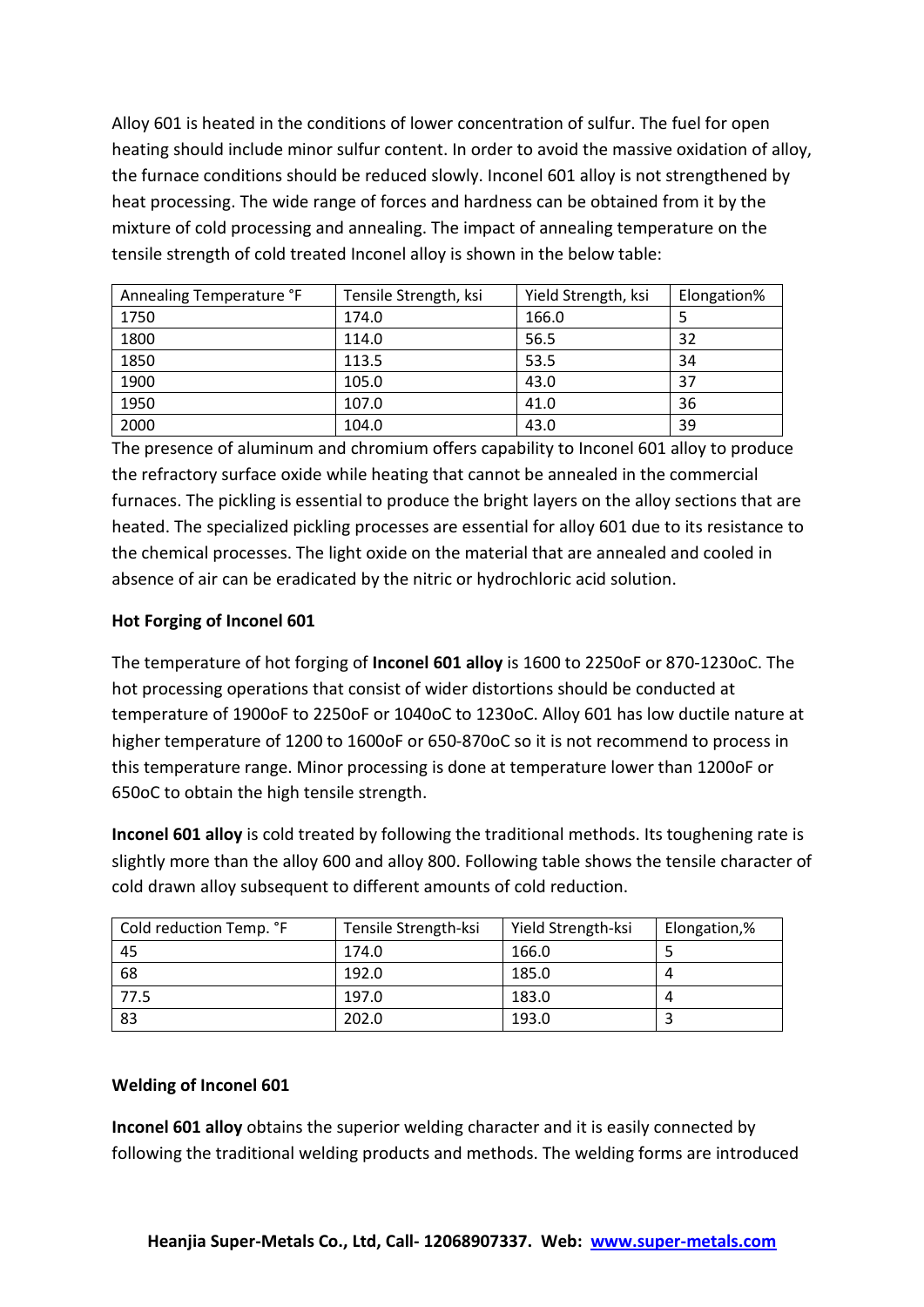Alloy 601 is heated in the conditions of lower concentration of sulfur. The fuel for open heating should include minor sulfur content. In order to avoid the massive oxidation of alloy, the furnace conditions should be reduced slowly. Inconel 601 alloy is not strengthened by heat processing. The wide range of forces and hardness can be obtained from it by the mixture of cold processing and annealing. The impact of annealing temperature on the tensile strength of cold treated Inconel alloy is shown in the below table:

| Annealing Temperature °F | Tensile Strength, ksi | Yield Strength, ksi | Elongation% |
|---|---|---|---|
| 1750 | 174.0 | 166.0 | 5 |
| 1800 | 114.0 | 56.5 | 32 |
| 1850 | 113.5 | 53.5 | 34 |
| 1900 | 105.0 | 43.0 | 37 |
| 1950 | 107.0 | 41.0 | 36 |
| 2000 | 104.0 | 43.0 | 39 |

The presence of aluminum and chromium offers capability to Inconel 601 alloy to produce the refractory surface oxide while heating that cannot be annealed in the commercial furnaces. The pickling is essential to produce the bright layers on the alloy sections that are heated. The specialized pickling processes are essential for alloy 601 due to its resistance to the chemical processes. The light oxide on the material that are annealed and cooled in absence of air can be eradicated by the nitric or hydrochloric acid solution.

**Hot Forging of Inconel 601**

The temperature of hot forging of **Inconel 601 alloy** is 1600 to 2250oF or 870-1230oC. The hot processing operations that consist of wider distortions should be conducted at temperature of 1900oF to 2250oF or 1040oC to 1230oC. Alloy 601 has low ductile nature at higher temperature of 1200 to 1600oF or 650-870oC so it is not recommend to process in this temperature range. Minor processing is done at temperature lower than 1200oF or 650oC to obtain the high tensile strength.

**Inconel 601 alloy** is cold treated by following the traditional methods. Its toughening rate is slightly more than the alloy 600 and alloy 800. Following table shows the tensile character of cold drawn alloy subsequent to different amounts of cold reduction.

| Cold reduction Temp. °F | Tensile Strength-ksi | Yield Strength-ksi | Elongation,% |
|---|---|---|---|
| 45 | 174.0 | 166.0 | 5 |
| 68 | 192.0 | 185.0 | 4 |
| 77.5 | 197.0 | 183.0 | 4 |
| 83 | 202.0 | 193.0 | 3 |

**Welding of Inconel 601**

**Inconel 601 alloy** obtains the superior welding character and it is easily connected by following the traditional welding products and methods. The welding forms are introduced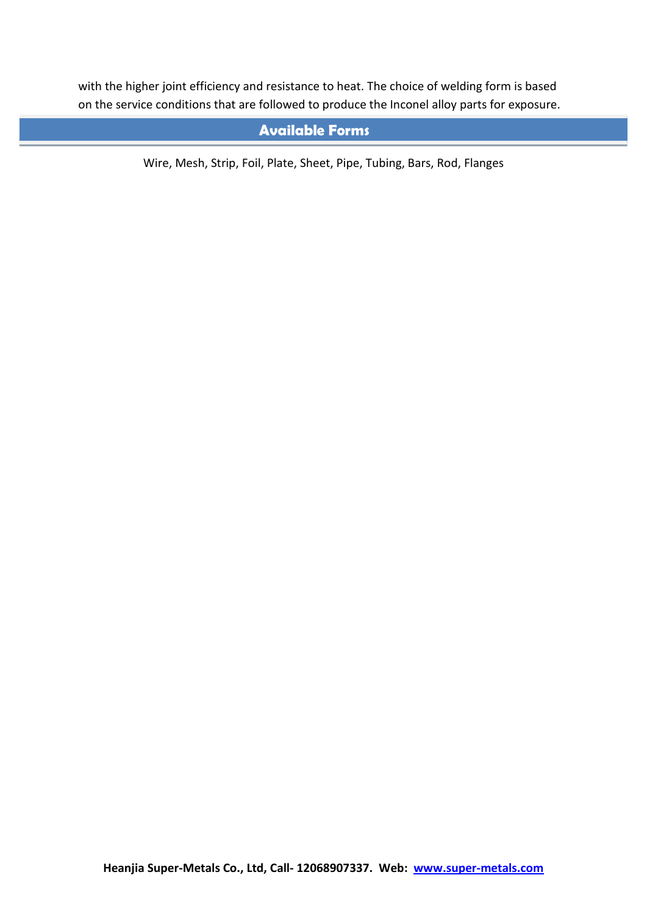with the higher joint efficiency and resistance to heat. The choice of welding form is based on the service conditions that are followed to produce the Inconel alloy parts for exposure.

## Available Forms

Wire, Mesh, Strip, Foil, Plate, Sheet, Pipe, Tubing, Bars, Rod, Flanges